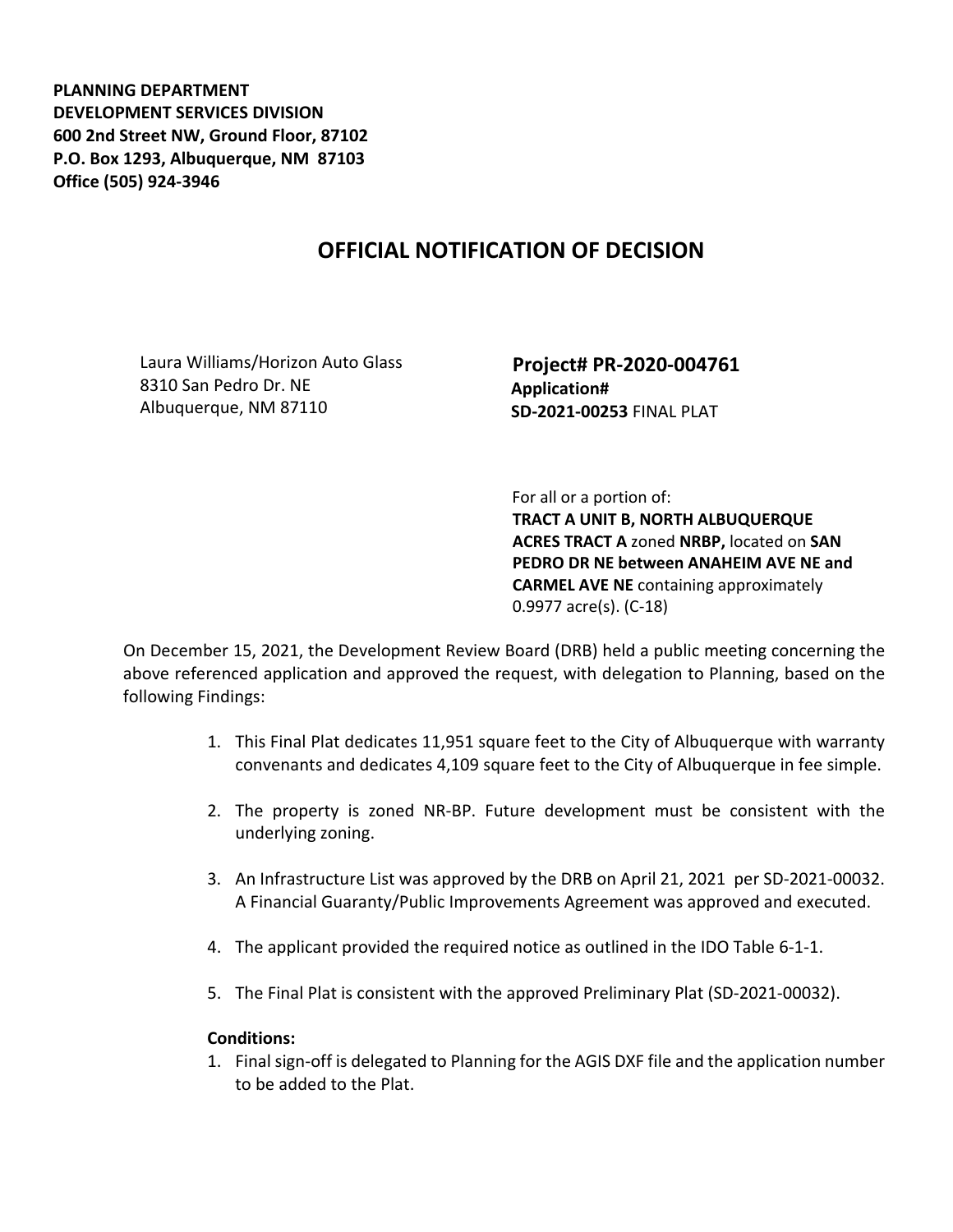**PLANNING DEPARTMENT**
**DEVELOPMENT SERVICES DIVISION**
**600 2nd Street NW, Ground Floor, 87102**
**P.O. Box 1293, Albuquerque, NM 87103**
**Office (505) 924-3946**

# OFFICIAL NOTIFICATION OF DECISION

Laura Williams/Horizon Auto Glass
8310 San Pedro Dr. NE
Albuquerque, NM 87110

**Project# PR-2020-004761**
**Application#**
**SD-2021-00253** FINAL PLAT

For all or a portion of:
**TRACT A UNIT B, NORTH ALBUQUERQUE ACRES TRACT A** zoned **NRBP,** located on **SAN PEDRO DR NE between ANAHEIM AVE NE and CARMEL AVE NE** containing approximately 0.9977 acre(s). (C-18)

On December 15, 2021, the Development Review Board (DRB) held a public meeting concerning the above referenced application and approved the request, with delegation to Planning, based on the following Findings:

1. This Final Plat dedicates 11,951 square feet to the City of Albuquerque with warranty convenants and dedicates 4,109 square feet to the City of Albuquerque in fee simple.

2. The property is zoned NR-BP. Future development must be consistent with the underlying zoning.

3. An Infrastructure List was approved by the DRB on April 21, 2021 per SD-2021-00032. A Financial Guaranty/Public Improvements Agreement was approved and executed.

4. The applicant provided the required notice as outlined in the IDO Table 6-1-1.

5. The Final Plat is consistent with the approved Preliminary Plat (SD-2021-00032).

**Conditions:**

1. Final sign-off is delegated to Planning for the AGIS DXF file and the application number to be added to the Plat.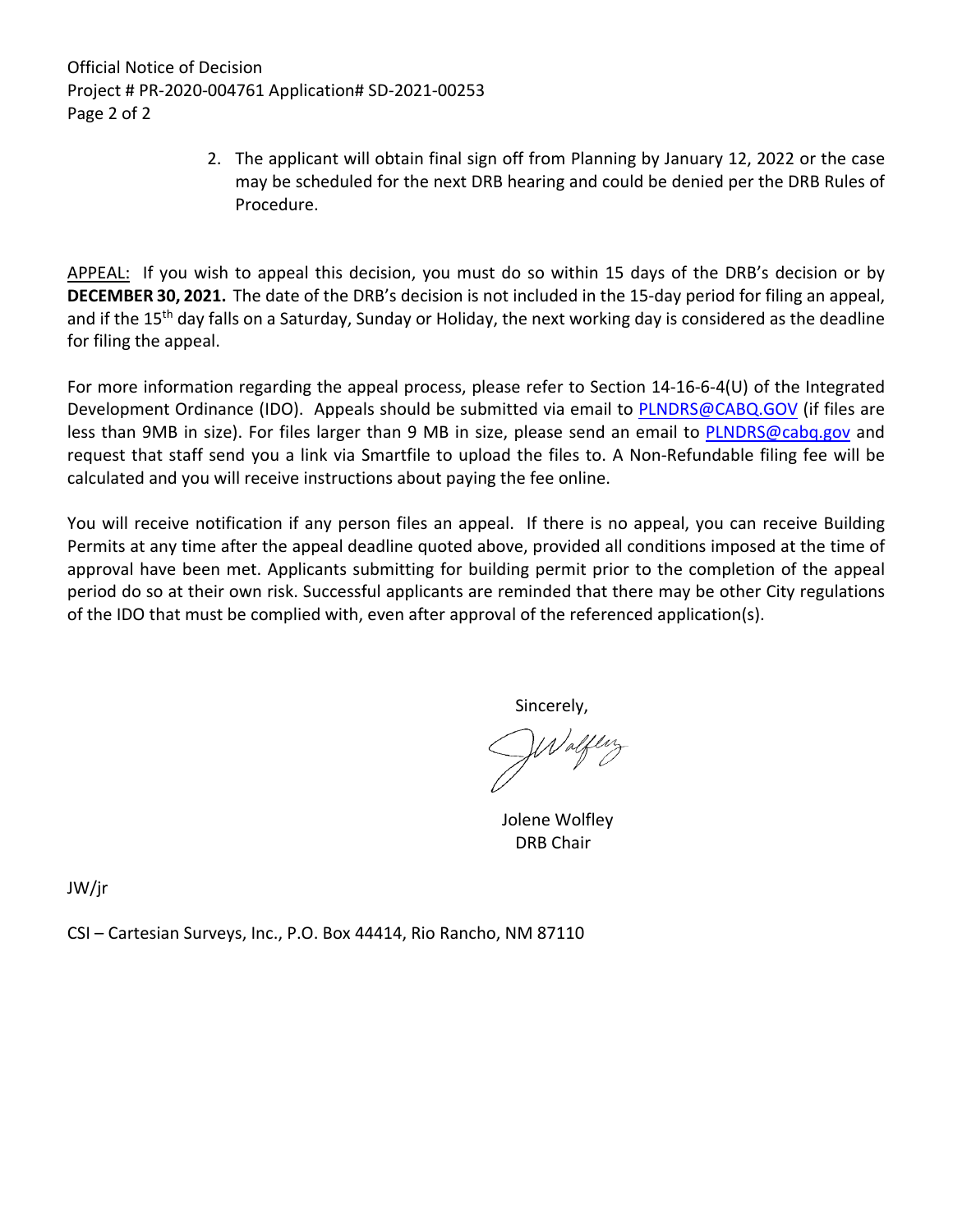2. The applicant will obtain final sign off from Planning by January 12, 2022 or the case may be scheduled for the next DRB hearing and could be denied per the DRB Rules of Procedure.

APPEAL: If you wish to appeal this decision, you must do so within 15 days of the DRB's decision or by **DECEMBER 30, 2021.** The date of the DRB's decision is not included in the 15-day period for filing an appeal, and if the 15th day falls on a Saturday, Sunday or Holiday, the next working day is considered as the deadline for filing the appeal.

For more information regarding the appeal process, please refer to Section 14-16-6-4(U) of the Integrated Development Ordinance (IDO). Appeals should be submitted via email to PLNDRS@CABQ.GOV (if files are less than 9MB in size). For files larger than 9 MB in size, please send an email to PLNDRS@cabq.gov and request that staff send you a link via Smartfile to upload the files to. A Non-Refundable filing fee will be calculated and you will receive instructions about paying the fee online.

You will receive notification if any person files an appeal. If there is no appeal, you can receive Building Permits at any time after the appeal deadline quoted above, provided all conditions imposed at the time of approval have been met. Applicants submitting for building permit prior to the completion of the appeal period do so at their own risk. Successful applicants are reminded that there may be other City regulations of the IDO that must be complied with, even after approval of the referenced application(s).

Sincerely,

JWolfley

Jolene Wolfley
DRB Chair

JW/jr

CSI – Cartesian Surveys, Inc., P.O. Box 44414, Rio Rancho, NM 87110